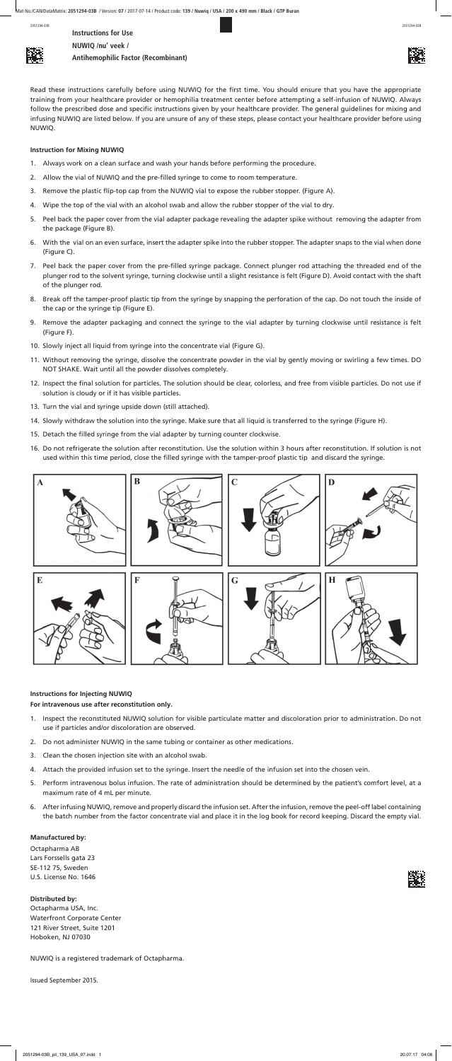**Instructions for Use**

**NUWIQ /nu' veek /**

**Antihemophilic Factor (Recombinant)**

Read these instructions carefully before using NUWIQ for the first time. You should ensure that you have the appropriate training from your healthcare provider or hemophilia treatment center before attempting a self-infusion of NUWIQ. Always follow the prescribed dose and specific instructions given by your healthcare provider. The general guidelines for mixing and infusing NUWIQ are listed below. If you are unsure of any of these steps, please contact your healthcare provider before using NUWIQ.

## Instruction for Mixing NUWIQ

1. Always work on a clean surface and wash your hands before performing the procedure.
2. Allow the vial of NUWIQ and the pre-filled syringe to come to room temperature.
3. Remove the plastic flip-top cap from the NUWIQ vial to expose the rubber stopper. (Figure A).
4. Wipe the top of the vial with an alcohol swab and allow the rubber stopper of the vial to dry.
5. Peel back the paper cover from the vial adapter package revealing the adapter spike without removing the adapter from the package (Figure B).
6. With the vial on an even surface, insert the adapter spike into the rubber stopper. The adapter snaps to the vial when done (Figure C).
7. Peel back the paper cover from the pre-filled syringe package. Connect plunger rod attaching the threaded end of the plunger rod to the solvent syringe, turning clockwise until a slight resistance is felt (Figure D). Avoid contact with the shaft of the plunger rod.
8. Break off the tamper-proof plastic tip from the syringe by snapping the perforation of the cap. Do not touch the inside of the cap or the syringe tip (Figure E).
9. Remove the adapter packaging and connect the syringe to the vial adapter by turning clockwise until resistance is felt (Figure F).
10. Slowly inject all liquid from syringe into the concentrate vial (Figure G).
11. Without removing the syringe, dissolve the concentrate powder in the vial by gently moving or swirling a few times. DO NOT SHAKE. Wait until all the powder dissolves completely.
12. Inspect the final solution for particles. The solution should be clear, colorless, and free from visible particles. Do not use if solution is cloudy or if it has visible particles.
13. Turn the vial and syringe upside down (still attached).
14. Slowly withdraw the solution into the syringe. Make sure that all liquid is transferred to the syringe (Figure H).
15. Detach the filled syringe from the vial adapter by turning counter clockwise.
16. Do not refrigerate the solution after reconstitution. Use the solution within 3 hours after reconstitution. If solution is not used within this time period, close the filled syringe with the tamper-proof plastic tip and discard the syringe.

A B C D

E F G H

## Instructions for Injecting NUWIQ

**For intravenous use after reconstitution only.**

1. Inspect the reconstituted NUWIQ solution for visible particulate matter and discoloration prior to administration. Do not use if particles and/or discoloration are observed.
2. Do not administer NUWIQ in the same tubing or container as other medications.
3. Clean the chosen injection site with an alcohol swab.
4. Attach the provided infusion set to the syringe. Insert the needle of the infusion set into the chosen vein.
5. Perform intravenous bolus infusion. The rate of administration should be determined by the patient's comfort level, at a maximum rate of 4 mL per minute.
6. After infusing NUWIQ, remove and properly discard the infusion set. After the infusion, remove the peel-off label containing the batch number from the factor concentrate vial and place it in the log book for record keeping. Discard the empty vial.

**Manufactured by:**

Octapharma AB
Lars Forssells gata 23
SE-112 75, Sweden
U.S. License No. 1646

**Distributed by:**

Octapharma USA, Inc.
Waterfront Corporate Center
121 River Street, Suite 1201
Hoboken, NJ 07030

NUWIQ is a registered trademark of Octapharma.

Issued September 2015.